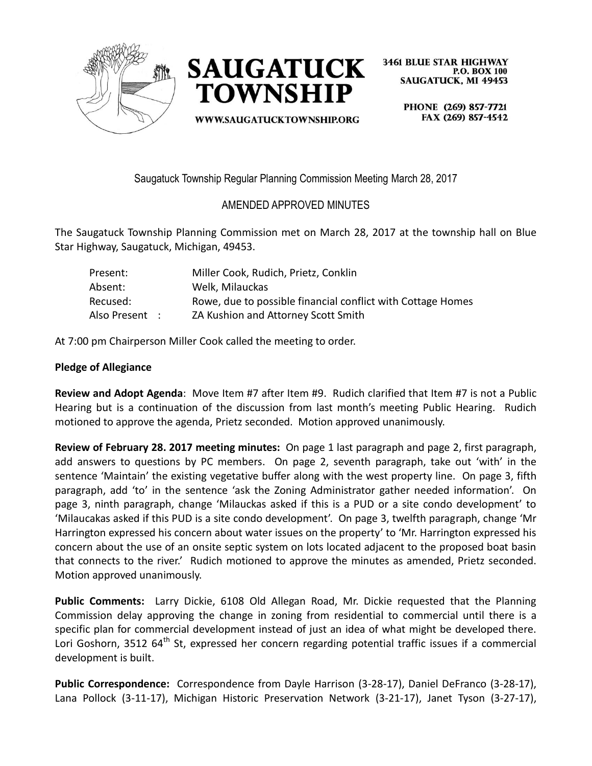# SAUGATUCK TOWNSHIP

WWW.SAUGATUCKTOWNSHIP.ORG

3461 BLUE STAR HIGHWAY
P.O. BOX 100
SAUGATUCK, MI 49453

PHONE (269) 857-7721
FAX (269) 857-4542

Saugatuck Township Regular Planning Commission Meeting March 28, 2017

AMENDED APPROVED MINUTES

The Saugatuck Township Planning Commission met on March 28, 2017 at the township hall on Blue Star Highway, Saugatuck, Michigan, 49453.

| | |
|---|---|
| Present: | Miller Cook, Rudich, Prietz, Conklin |
| Absent: | Welk, Milauckas |
| Recused: | Rowe, due to possible financial conflict with Cottage Homes |
| Also Present : | ZA Kushion and Attorney Scott Smith |

At 7:00 pm Chairperson Miller Cook called the meeting to order.

**Pledge of Allegiance**

**Review and Adopt Agenda**: Move Item #7 after Item #9. Rudich clarified that Item #7 is not a Public Hearing but is a continuation of the discussion from last month's meeting Public Hearing. Rudich motioned to approve the agenda, Prietz seconded. Motion approved unanimously.

**Review of February 28. 2017 meeting minutes:** On page 1 last paragraph and page 2, first paragraph, add answers to questions by PC members. On page 2, seventh paragraph, take out 'with' in the sentence 'Maintain' the existing vegetative buffer along with the west property line. On page 3, fifth paragraph, add 'to' in the sentence 'ask the Zoning Administrator gather needed information'. On page 3, ninth paragraph, change 'Milauckas asked if this is a PUD or a site condo development' to 'Milaucakas asked if this PUD is a site condo development'. On page 3, twelfth paragraph, change 'Mr Harrington expressed his concern about water issues on the property' to 'Mr. Harrington expressed his concern about the use of an onsite septic system on lots located adjacent to the proposed boat basin that connects to the river.' Rudich motioned to approve the minutes as amended, Prietz seconded. Motion approved unanimously.

**Public Comments:** Larry Dickie, 6108 Old Allegan Road, Mr. Dickie requested that the Planning Commission delay approving the change in zoning from residential to commercial until there is a specific plan for commercial development instead of just an idea of what might be developed there. Lori Goshorn, 3512 64th St, expressed her concern regarding potential traffic issues if a commercial development is built.

**Public Correspondence:** Correspondence from Dayle Harrison (3-28-17), Daniel DeFranco (3-28-17), Lana Pollock (3-11-17), Michigan Historic Preservation Network (3-21-17), Janet Tyson (3-27-17),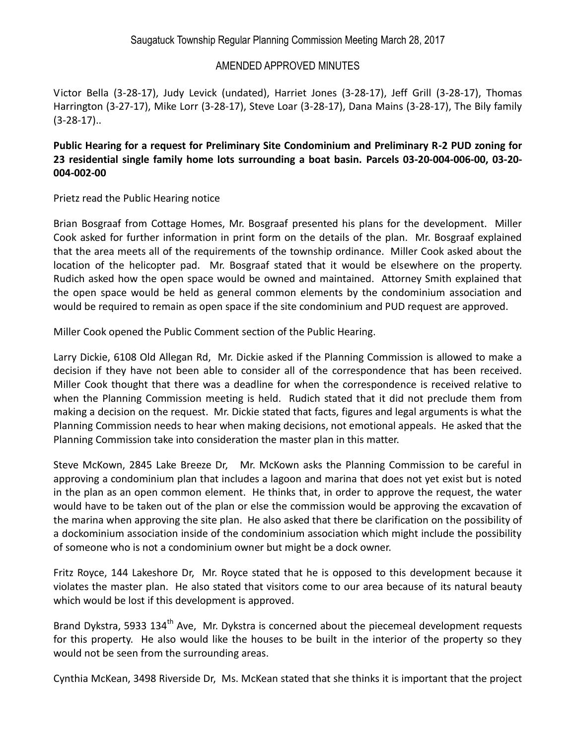# Saugatuck Township Regular Planning Commission Meeting March 28, 2017

## AMENDED APPROVED MINUTES

Victor Bella (3-28-17), Judy Levick (undated), Harriet Jones (3-28-17), Jeff Grill (3-28-17), Thomas Harrington (3-27-17), Mike Lorr (3-28-17), Steve Loar (3-28-17), Dana Mains (3-28-17), The Bily family (3-28-17)..

**Public Hearing for a request for Preliminary Site Condominium and Preliminary R-2 PUD zoning for 23 residential single family home lots surrounding a boat basin. Parcels 03-20-004-006-00, 03-20-004-002-00**

Prietz read the Public Hearing notice

Brian Bosgraaf from Cottage Homes, Mr. Bosgraaf presented his plans for the development. Miller Cook asked for further information in print form on the details of the plan. Mr. Bosgraaf explained that the area meets all of the requirements of the township ordinance. Miller Cook asked about the location of the helicopter pad. Mr. Bosgraaf stated that it would be elsewhere on the property. Rudich asked how the open space would be owned and maintained. Attorney Smith explained that the open space would be held as general common elements by the condominium association and would be required to remain as open space if the site condominium and PUD request are approved.

Miller Cook opened the Public Comment section of the Public Hearing.

Larry Dickie, 6108 Old Allegan Rd, Mr. Dickie asked if the Planning Commission is allowed to make a decision if they have not been able to consider all of the correspondence that has been received. Miller Cook thought that there was a deadline for when the correspondence is received relative to when the Planning Commission meeting is held. Rudich stated that it did not preclude them from making a decision on the request. Mr. Dickie stated that facts, figures and legal arguments is what the Planning Commission needs to hear when making decisions, not emotional appeals. He asked that the Planning Commission take into consideration the master plan in this matter.

Steve McKown, 2845 Lake Breeze Dr, Mr. McKown asks the Planning Commission to be careful in approving a condominium plan that includes a lagoon and marina that does not yet exist but is noted in the plan as an open common element. He thinks that, in order to approve the request, the water would have to be taken out of the plan or else the commission would be approving the excavation of the marina when approving the site plan. He also asked that there be clarification on the possibility of a dockominium association inside of the condominium association which might include the possibility of someone who is not a condominium owner but might be a dock owner.

Fritz Royce, 144 Lakeshore Dr, Mr. Royce stated that he is opposed to this development because it violates the master plan. He also stated that visitors come to our area because of its natural beauty which would be lost if this development is approved.

Brand Dykstra, 5933 134th Ave, Mr. Dykstra is concerned about the piecemeal development requests for this property. He also would like the houses to be built in the interior of the property so they would not be seen from the surrounding areas.

Cynthia McKean, 3498 Riverside Dr, Ms. McKean stated that she thinks it is important that the project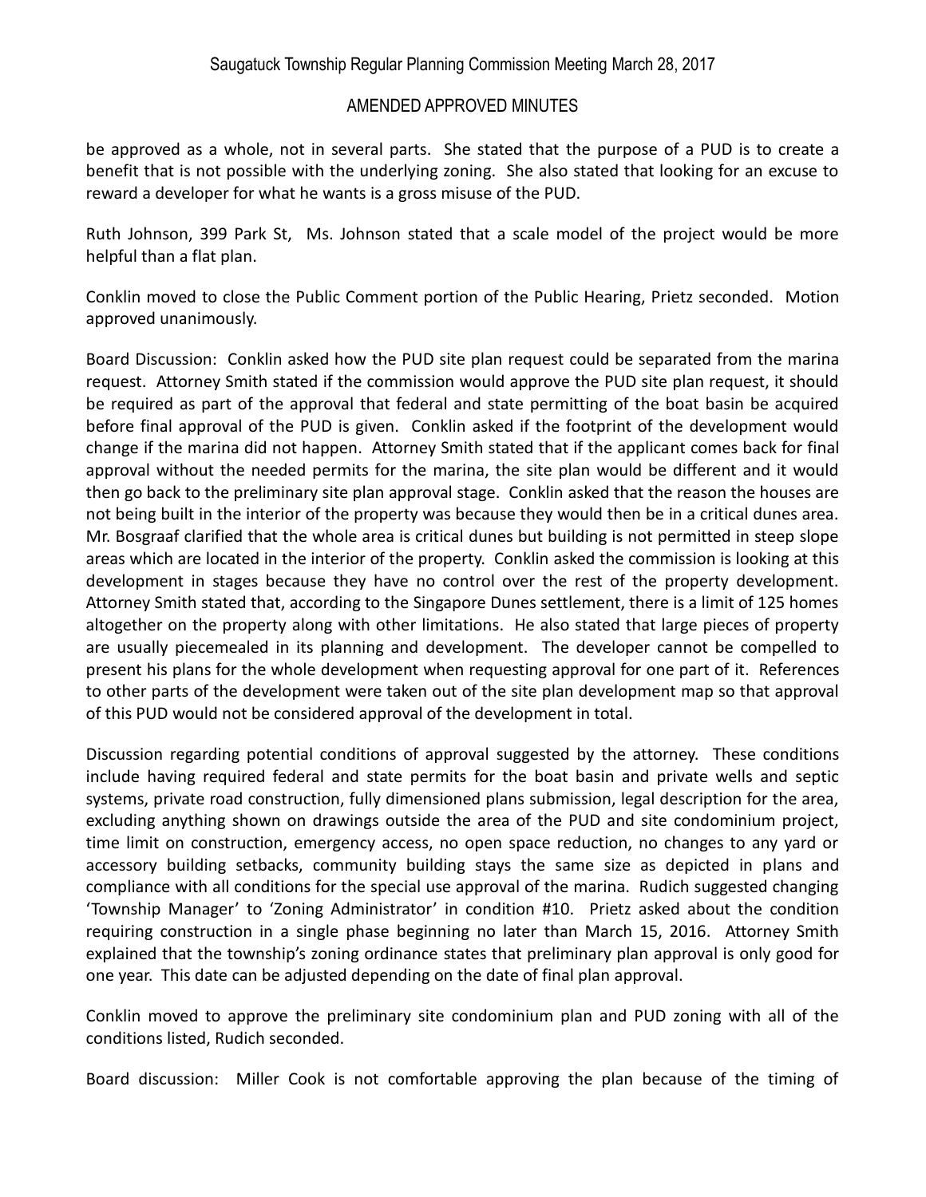be approved as a whole, not in several parts. She stated that the purpose of a PUD is to create a benefit that is not possible with the underlying zoning. She also stated that looking for an excuse to reward a developer for what he wants is a gross misuse of the PUD.

Ruth Johnson, 399 Park St, Ms. Johnson stated that a scale model of the project would be more helpful than a flat plan.

Conklin moved to close the Public Comment portion of the Public Hearing, Prietz seconded. Motion approved unanimously.

Board Discussion: Conklin asked how the PUD site plan request could be separated from the marina request. Attorney Smith stated if the commission would approve the PUD site plan request, it should be required as part of the approval that federal and state permitting of the boat basin be acquired before final approval of the PUD is given. Conklin asked if the footprint of the development would change if the marina did not happen. Attorney Smith stated that if the applicant comes back for final approval without the needed permits for the marina, the site plan would be different and it would then go back to the preliminary site plan approval stage. Conklin asked that the reason the houses are not being built in the interior of the property was because they would then be in a critical dunes area. Mr. Bosgraaf clarified that the whole area is critical dunes but building is not permitted in steep slope areas which are located in the interior of the property. Conklin asked the commission is looking at this development in stages because they have no control over the rest of the property development. Attorney Smith stated that, according to the Singapore Dunes settlement, there is a limit of 125 homes altogether on the property along with other limitations. He also stated that large pieces of property are usually piecemealed in its planning and development. The developer cannot be compelled to present his plans for the whole development when requesting approval for one part of it. References to other parts of the development were taken out of the site plan development map so that approval of this PUD would not be considered approval of the development in total.

Discussion regarding potential conditions of approval suggested by the attorney. These conditions include having required federal and state permits for the boat basin and private wells and septic systems, private road construction, fully dimensioned plans submission, legal description for the area, excluding anything shown on drawings outside the area of the PUD and site condominium project, time limit on construction, emergency access, no open space reduction, no changes to any yard or accessory building setbacks, community building stays the same size as depicted in plans and compliance with all conditions for the special use approval of the marina. Rudich suggested changing 'Township Manager' to 'Zoning Administrator' in condition #10. Prietz asked about the condition requiring construction in a single phase beginning no later than March 15, 2016. Attorney Smith explained that the township's zoning ordinance states that preliminary plan approval is only good for one year. This date can be adjusted depending on the date of final plan approval.

Conklin moved to approve the preliminary site condominium plan and PUD zoning with all of the conditions listed, Rudich seconded.

Board discussion: Miller Cook is not comfortable approving the plan because of the timing of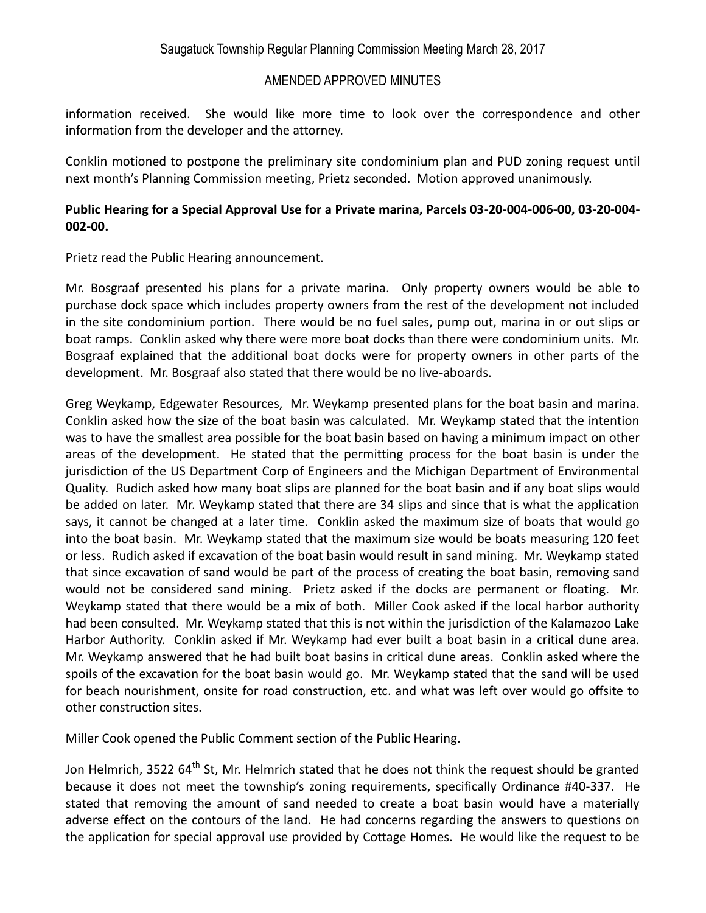information received. She would like more time to look over the correspondence and other information from the developer and the attorney.

Conklin motioned to postpone the preliminary site condominium plan and PUD zoning request until next month's Planning Commission meeting, Prietz seconded. Motion approved unanimously.

**Public Hearing for a Special Approval Use for a Private marina, Parcels 03-20-004-006-00, 03-20-004-002-00.**

Prietz read the Public Hearing announcement.

Mr. Bosgraaf presented his plans for a private marina. Only property owners would be able to purchase dock space which includes property owners from the rest of the development not included in the site condominium portion. There would be no fuel sales, pump out, marina in or out slips or boat ramps. Conklin asked why there were more boat docks than there were condominium units. Mr. Bosgraaf explained that the additional boat docks were for property owners in other parts of the development. Mr. Bosgraaf also stated that there would be no live-aboards.

Greg Weykamp, Edgewater Resources, Mr. Weykamp presented plans for the boat basin and marina. Conklin asked how the size of the boat basin was calculated. Mr. Weykamp stated that the intention was to have the smallest area possible for the boat basin based on having a minimum impact on other areas of the development. He stated that the permitting process for the boat basin is under the jurisdiction of the US Department Corp of Engineers and the Michigan Department of Environmental Quality. Rudich asked how many boat slips are planned for the boat basin and if any boat slips would be added on later. Mr. Weykamp stated that there are 34 slips and since that is what the application says, it cannot be changed at a later time. Conklin asked the maximum size of boats that would go into the boat basin. Mr. Weykamp stated that the maximum size would be boats measuring 120 feet or less. Rudich asked if excavation of the boat basin would result in sand mining. Mr. Weykamp stated that since excavation of sand would be part of the process of creating the boat basin, removing sand would not be considered sand mining. Prietz asked if the docks are permanent or floating. Mr. Weykamp stated that there would be a mix of both. Miller Cook asked if the local harbor authority had been consulted. Mr. Weykamp stated that this is not within the jurisdiction of the Kalamazoo Lake Harbor Authority. Conklin asked if Mr. Weykamp had ever built a boat basin in a critical dune area. Mr. Weykamp answered that he had built boat basins in critical dune areas. Conklin asked where the spoils of the excavation for the boat basin would go. Mr. Weykamp stated that the sand will be used for beach nourishment, onsite for road construction, etc. and what was left over would go offsite to other construction sites.

Miller Cook opened the Public Comment section of the Public Hearing.

Jon Helmrich, 3522 64th St, Mr. Helmrich stated that he does not think the request should be granted because it does not meet the township's zoning requirements, specifically Ordinance #40-337. He stated that removing the amount of sand needed to create a boat basin would have a materially adverse effect on the contours of the land. He had concerns regarding the answers to questions on the application for special approval use provided by Cottage Homes. He would like the request to be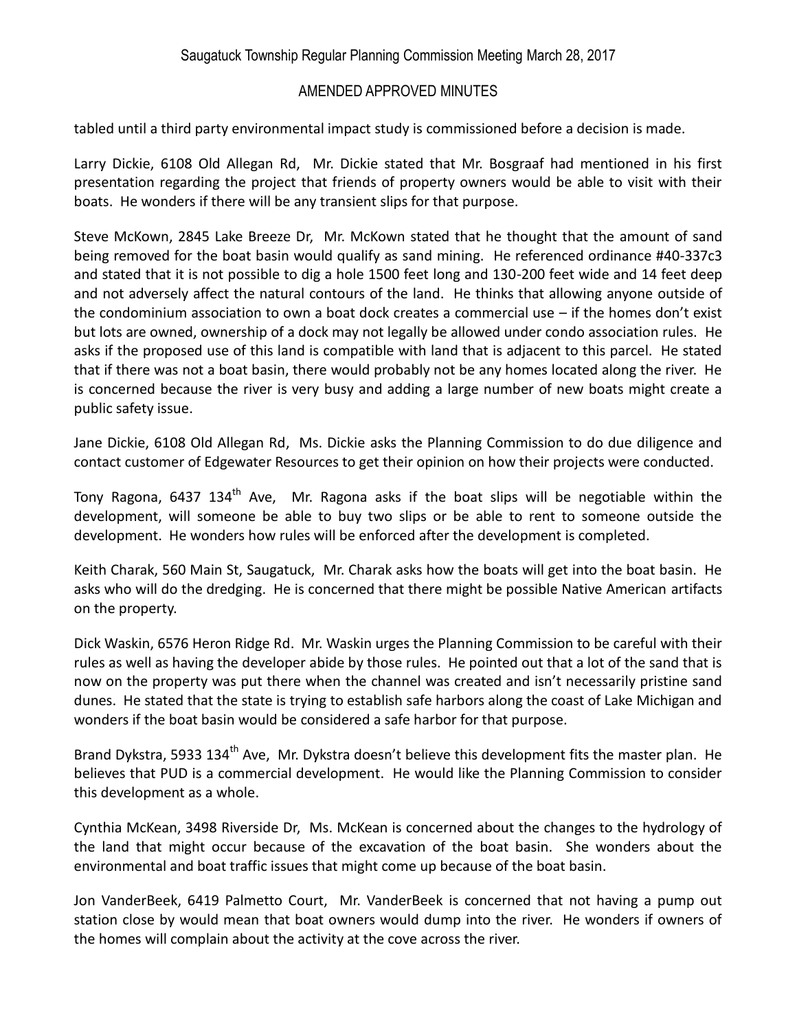tabled until a third party environmental impact study is commissioned before a decision is made.

Larry Dickie, 6108 Old Allegan Rd, Mr. Dickie stated that Mr. Bosgraaf had mentioned in his first presentation regarding the project that friends of property owners would be able to visit with their boats. He wonders if there will be any transient slips for that purpose.

Steve McKown, 2845 Lake Breeze Dr, Mr. McKown stated that he thought that the amount of sand being removed for the boat basin would qualify as sand mining. He referenced ordinance #40-337c3 and stated that it is not possible to dig a hole 1500 feet long and 130-200 feet wide and 14 feet deep and not adversely affect the natural contours of the land. He thinks that allowing anyone outside of the condominium association to own a boat dock creates a commercial use – if the homes don't exist but lots are owned, ownership of a dock may not legally be allowed under condo association rules. He asks if the proposed use of this land is compatible with land that is adjacent to this parcel. He stated that if there was not a boat basin, there would probably not be any homes located along the river. He is concerned because the river is very busy and adding a large number of new boats might create a public safety issue.

Jane Dickie, 6108 Old Allegan Rd, Ms. Dickie asks the Planning Commission to do due diligence and contact customer of Edgewater Resources to get their opinion on how their projects were conducted.

Tony Ragona, 6437 134th Ave, Mr. Ragona asks if the boat slips will be negotiable within the development, will someone be able to buy two slips or be able to rent to someone outside the development. He wonders how rules will be enforced after the development is completed.

Keith Charak, 560 Main St, Saugatuck, Mr. Charak asks how the boats will get into the boat basin. He asks who will do the dredging. He is concerned that there might be possible Native American artifacts on the property.

Dick Waskin, 6576 Heron Ridge Rd. Mr. Waskin urges the Planning Commission to be careful with their rules as well as having the developer abide by those rules. He pointed out that a lot of the sand that is now on the property was put there when the channel was created and isn't necessarily pristine sand dunes. He stated that the state is trying to establish safe harbors along the coast of Lake Michigan and wonders if the boat basin would be considered a safe harbor for that purpose.

Brand Dykstra, 5933 134th Ave, Mr. Dykstra doesn't believe this development fits the master plan. He believes that PUD is a commercial development. He would like the Planning Commission to consider this development as a whole.

Cynthia McKean, 3498 Riverside Dr, Ms. McKean is concerned about the changes to the hydrology of the land that might occur because of the excavation of the boat basin. She wonders about the environmental and boat traffic issues that might come up because of the boat basin.

Jon VanderBeek, 6419 Palmetto Court, Mr. VanderBeek is concerned that not having a pump out station close by would mean that boat owners would dump into the river. He wonders if owners of the homes will complain about the activity at the cove across the river.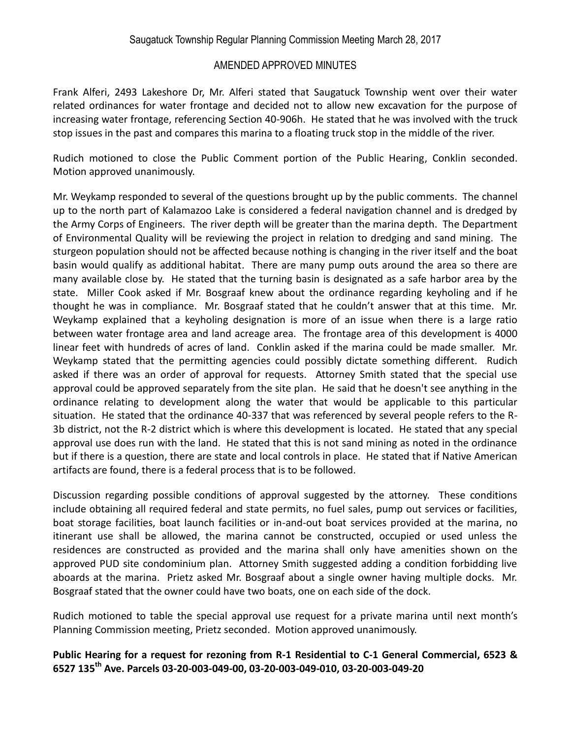AMENDED APPROVED MINUTES

Frank Alferi, 2493 Lakeshore Dr, Mr. Alferi stated that Saugatuck Township went over their water related ordinances for water frontage and decided not to allow new excavation for the purpose of increasing water frontage, referencing Section 40-906h. He stated that he was involved with the truck stop issues in the past and compares this marina to a floating truck stop in the middle of the river.

Rudich motioned to close the Public Comment portion of the Public Hearing, Conklin seconded. Motion approved unanimously.

Mr. Weykamp responded to several of the questions brought up by the public comments. The channel up to the north part of Kalamazoo Lake is considered a federal navigation channel and is dredged by the Army Corps of Engineers. The river depth will be greater than the marina depth. The Department of Environmental Quality will be reviewing the project in relation to dredging and sand mining. The sturgeon population should not be affected because nothing is changing in the river itself and the boat basin would qualify as additional habitat. There are many pump outs around the area so there are many available close by. He stated that the turning basin is designated as a safe harbor area by the state. Miller Cook asked if Mr. Bosgraaf knew about the ordinance regarding keyholing and if he thought he was in compliance. Mr. Bosgraaf stated that he couldn't answer that at this time. Mr. Weykamp explained that a keyholing designation is more of an issue when there is a large ratio between water frontage area and land acreage area. The frontage area of this development is 4000 linear feet with hundreds of acres of land. Conklin asked if the marina could be made smaller. Mr. Weykamp stated that the permitting agencies could possibly dictate something different. Rudich asked if there was an order of approval for requests. Attorney Smith stated that the special use approval could be approved separately from the site plan. He said that he doesn't see anything in the ordinance relating to development along the water that would be applicable to this particular situation. He stated that the ordinance 40-337 that was referenced by several people refers to the R-3b district, not the R-2 district which is where this development is located. He stated that any special approval use does run with the land. He stated that this is not sand mining as noted in the ordinance but if there is a question, there are state and local controls in place. He stated that if Native American artifacts are found, there is a federal process that is to be followed.

Discussion regarding possible conditions of approval suggested by the attorney. These conditions include obtaining all required federal and state permits, no fuel sales, pump out services or facilities, boat storage facilities, boat launch facilities or in-and-out boat services provided at the marina, no itinerant use shall be allowed, the marina cannot be constructed, occupied or used unless the residences are constructed as provided and the marina shall only have amenities shown on the approved PUD site condominium plan. Attorney Smith suggested adding a condition forbidding live aboards at the marina. Prietz asked Mr. Bosgraaf about a single owner having multiple docks. Mr. Bosgraaf stated that the owner could have two boats, one on each side of the dock.

Rudich motioned to table the special approval use request for a private marina until next month's Planning Commission meeting, Prietz seconded. Motion approved unanimously.

**Public Hearing for a request for rezoning from R-1 Residential to C-1 General Commercial, 6523 & 6527 135th Ave. Parcels 03-20-003-049-00, 03-20-003-049-010, 03-20-003-049-20**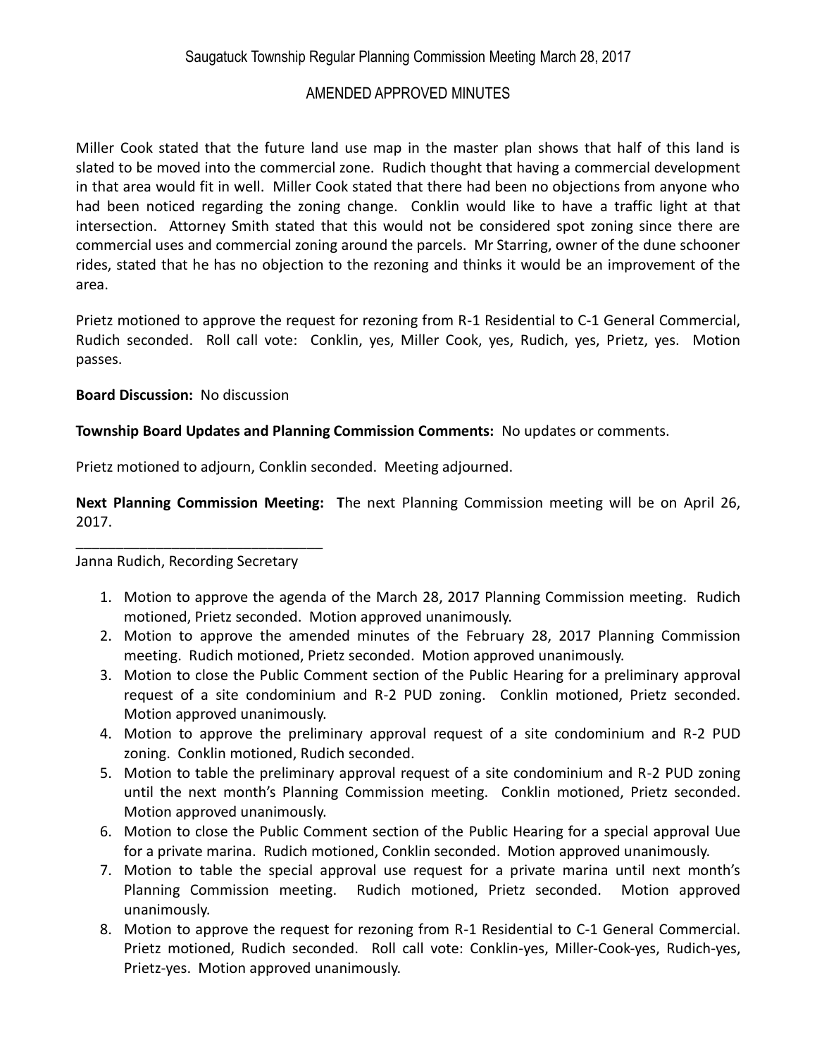Miller Cook stated that the future land use map in the master plan shows that half of this land is slated to be moved into the commercial zone. Rudich thought that having a commercial development in that area would fit in well. Miller Cook stated that there had been no objections from anyone who had been noticed regarding the zoning change. Conklin would like to have a traffic light at that intersection. Attorney Smith stated that this would not be considered spot zoning since there are commercial uses and commercial zoning around the parcels. Mr Starring, owner of the dune schooner rides, stated that he has no objection to the rezoning and thinks it would be an improvement of the area.

Prietz motioned to approve the request for rezoning from R-1 Residential to C-1 General Commercial, Rudich seconded. Roll call vote: Conklin, yes, Miller Cook, yes, Rudich, yes, Prietz, yes. Motion passes.

**Board Discussion:** No discussion

**Township Board Updates and Planning Commission Comments:** No updates or comments.

Prietz motioned to adjourn, Conklin seconded. Meeting adjourned.

**Next Planning Commission Meeting: T**he next Planning Commission meeting will be on April 26, 2017.

_______________________________

Janna Rudich, Recording Secretary

1. Motion to approve the agenda of the March 28, 2017 Planning Commission meeting. Rudich motioned, Prietz seconded. Motion approved unanimously.
2. Motion to approve the amended minutes of the February 28, 2017 Planning Commission meeting. Rudich motioned, Prietz seconded. Motion approved unanimously.
3. Motion to close the Public Comment section of the Public Hearing for a preliminary approval request of a site condominium and R-2 PUD zoning. Conklin motioned, Prietz seconded. Motion approved unanimously.
4. Motion to approve the preliminary approval request of a site condominium and R-2 PUD zoning. Conklin motioned, Rudich seconded.
5. Motion to table the preliminary approval request of a site condominium and R-2 PUD zoning until the next month's Planning Commission meeting. Conklin motioned, Prietz seconded. Motion approved unanimously.
6. Motion to close the Public Comment section of the Public Hearing for a special approval Uue for a private marina. Rudich motioned, Conklin seconded. Motion approved unanimously.
7. Motion to table the special approval use request for a private marina until next month's Planning Commission meeting. Rudich motioned, Prietz seconded. Motion approved unanimously.
8. Motion to approve the request for rezoning from R-1 Residential to C-1 General Commercial. Prietz motioned, Rudich seconded. Roll call vote: Conklin-yes, Miller-Cook-yes, Rudich-yes, Prietz-yes. Motion approved unanimously.